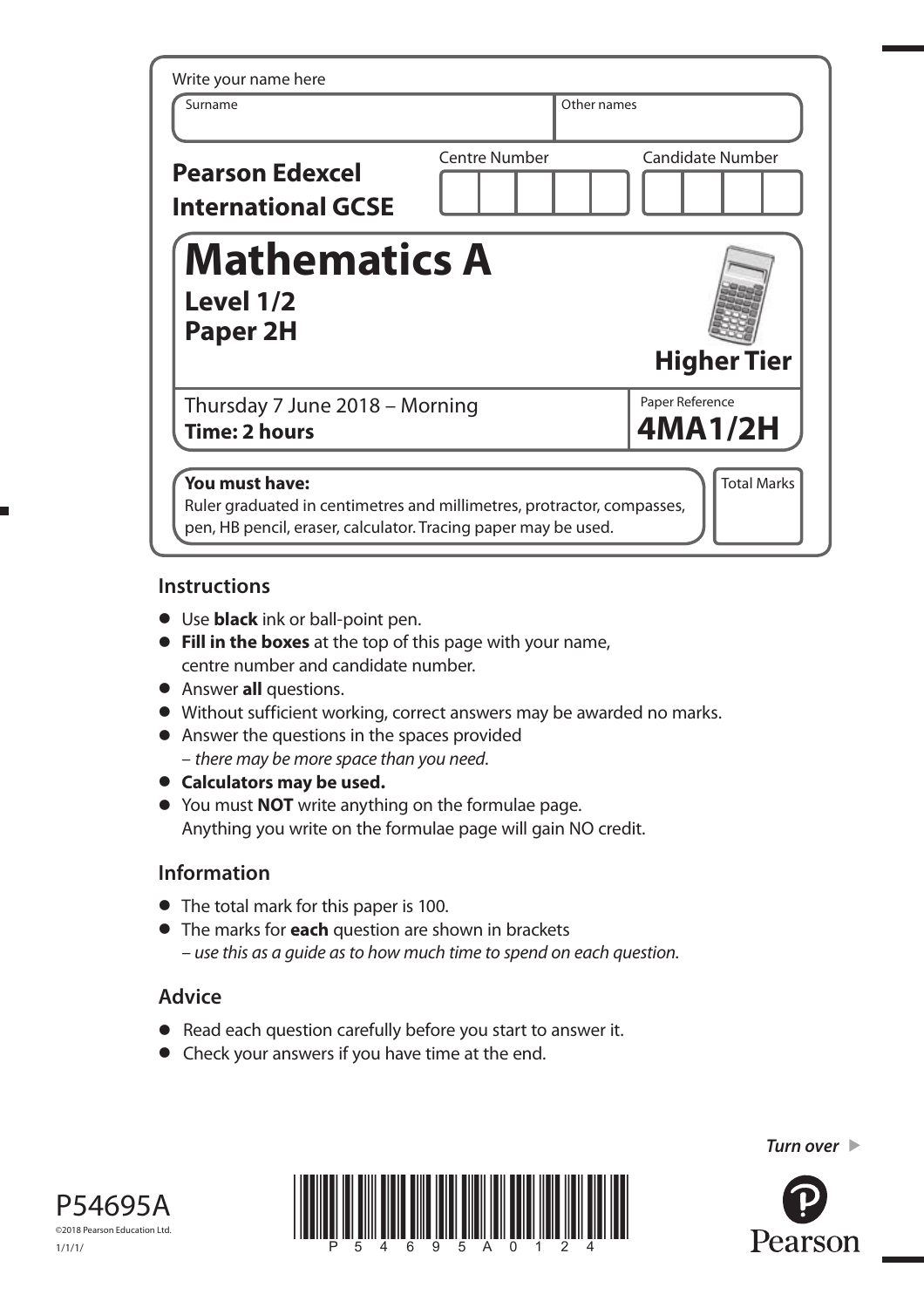Write your name here

| Surname | Other names |
| --- | --- |
| | |

**Pearson Edexcel International GCSE**

| Centre Number | Candidate Number |
| --- | --- |
| | |

# Mathematics A

## Level 1/2
## Paper 2H

**Higher Tier**

Thursday 7 June 2018 – Morning
**Time: 2 hours**

Paper Reference
**4MA1/2H**

**You must have:**
Ruler graduated in centimetres and millimetres, protractor, compasses, pen, HB pencil, eraser, calculator. Tracing paper may be used.

Total Marks

## Instructions

- Use **black** ink or ball-point pen.
- **Fill in the boxes** at the top of this page with your name, centre number and candidate number.
- Answer **all** questions.
- Without sufficient working, correct answers may be awarded no marks.
- Answer the questions in the spaces provided
  – *there may be more space than you need.*
- **Calculators may be used.**
- You must **NOT** write anything on the formulae page. Anything you write on the formulae page will gain NO credit.

## Information

- The total mark for this paper is 100.
- The marks for **each** question are shown in brackets
  – *use this as a guide as to how much time to spend on each question.*

## Advice

- Read each question carefully before you start to answer it.
- Check your answers if you have time at the end.

*Turn over*

P54695A
©2018 Pearson Education Ltd.
1/1/1/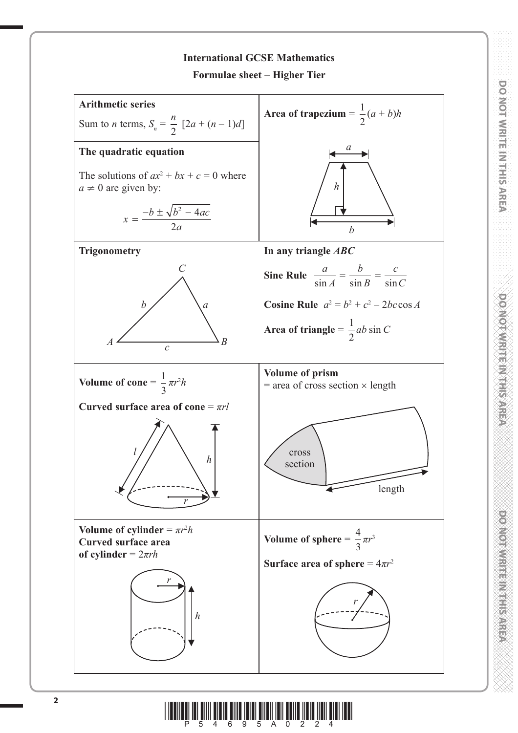# International GCSE Mathematics

## Formulae sheet – Higher Tier

**Arithmetic series**

Sum to $n$ terms, $S_n = \frac{n}{2}[2a + (n-1)d]$

**Area of trapezium** $= \frac{1}{2}(a+b)h$

**The quadratic equation**

The solutions of $ax^2 + bx + c = 0$ where $a \neq 0$ are given by:

$$x = \frac{-b \pm \sqrt{b^2 - 4ac}}{2a}$$

**Trigonometry**

**In any triangle $ABC$**

**Sine Rule** $\frac{a}{\sin A} = \frac{b}{\sin B} = \frac{c}{\sin C}$

**Cosine Rule** $a^2 = b^2 + c^2 - 2bc\cos A$

**Area of triangle** $= \frac{1}{2}ab\sin C$

**Volume of cone** $= \frac{1}{3}\pi r^2 h$

**Curved surface area of cone** $= \pi r l$

**Volume of prism**
= area of cross section × length

**Volume of cylinder** $= \pi r^2 h$
**Curved surface area of cylinder** $= 2\pi r h$

**Volume of sphere** $= \frac{4}{3}\pi r^3$

**Surface area of sphere** $= 4\pi r^2$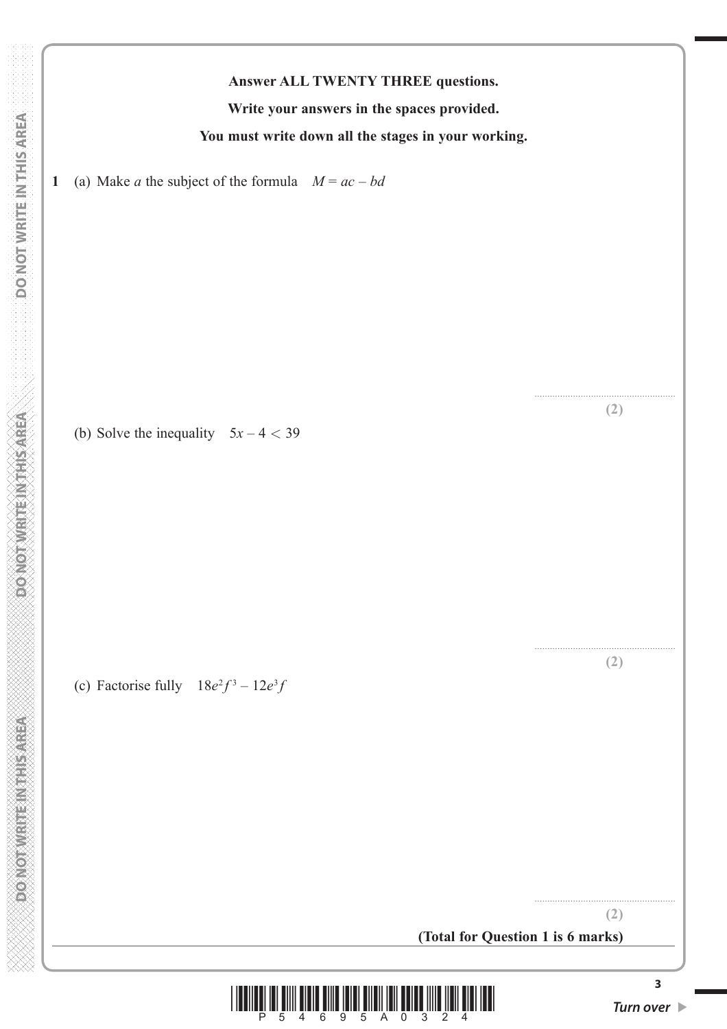**Answer ALL TWENTY THREE questions.**

**Write your answers in the spaces provided.**

**You must write down all the stages in your working.**

**1** (a) Make $a$ the subject of the formula $M = ac - bd$

..................................................

**(2)**

(b) Solve the inequality $5x - 4 < 39$

..................................................

**(2)**

(c) Factorise fully $18e^2f^3 - 12e^3f$

..................................................

**(2)**

**(Total for Question 1 is 6 marks)**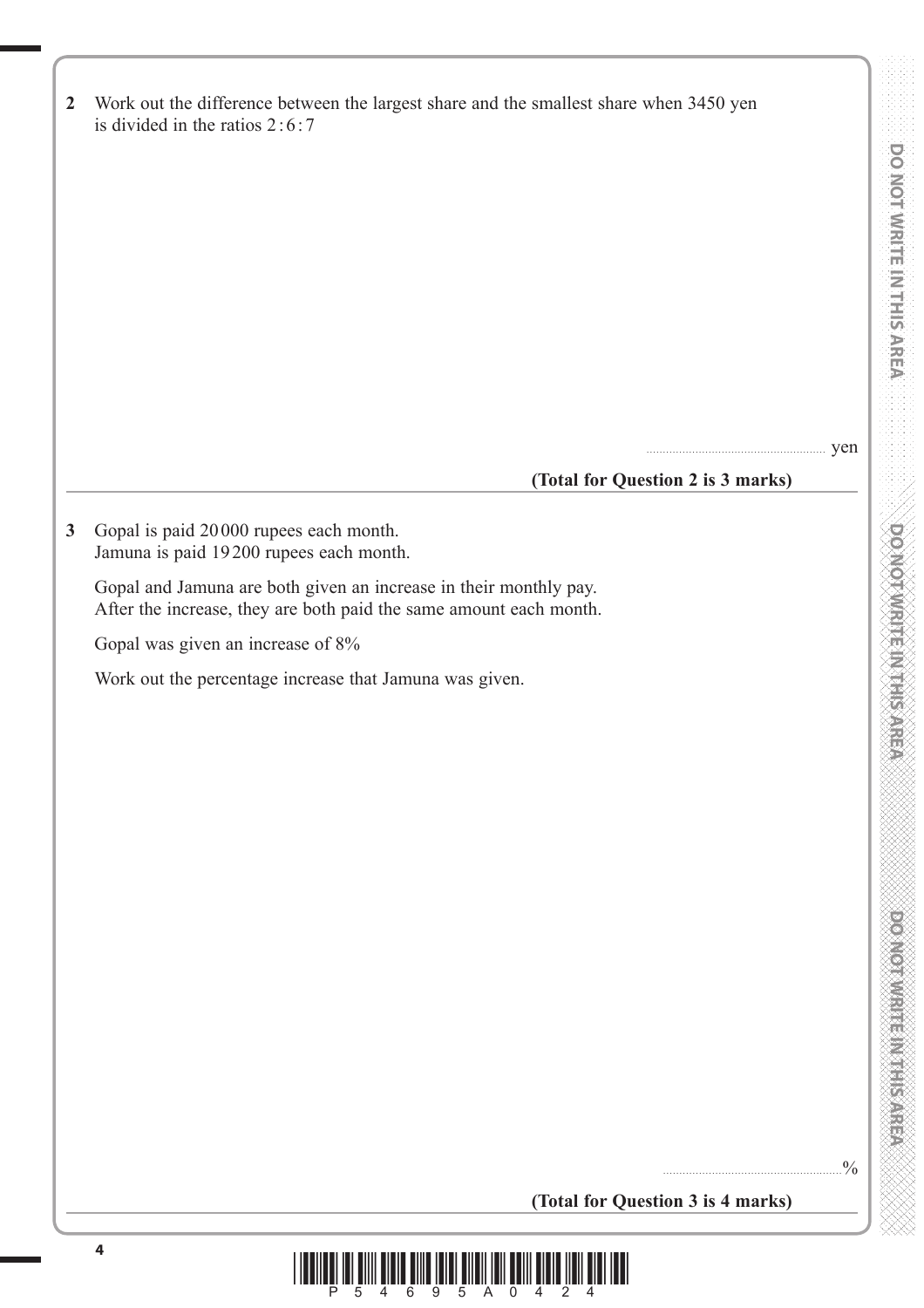**2** Work out the difference between the largest share and the smallest share when 3450 yen is divided in the ratios 2 : 6 : 7

.......................................................... yen

**(Total for Question 2 is 3 marks)**

---

**3** Gopal is paid 20 000 rupees each month.
Jamuna is paid 19 200 rupees each month.

Gopal and Jamuna are both given an increase in their monthly pay.
After the increase, they are both paid the same amount each month.

Gopal was given an increase of 8%

Work out the percentage increase that Jamuna was given.

..........................................................%

**(Total for Question 3 is 4 marks)**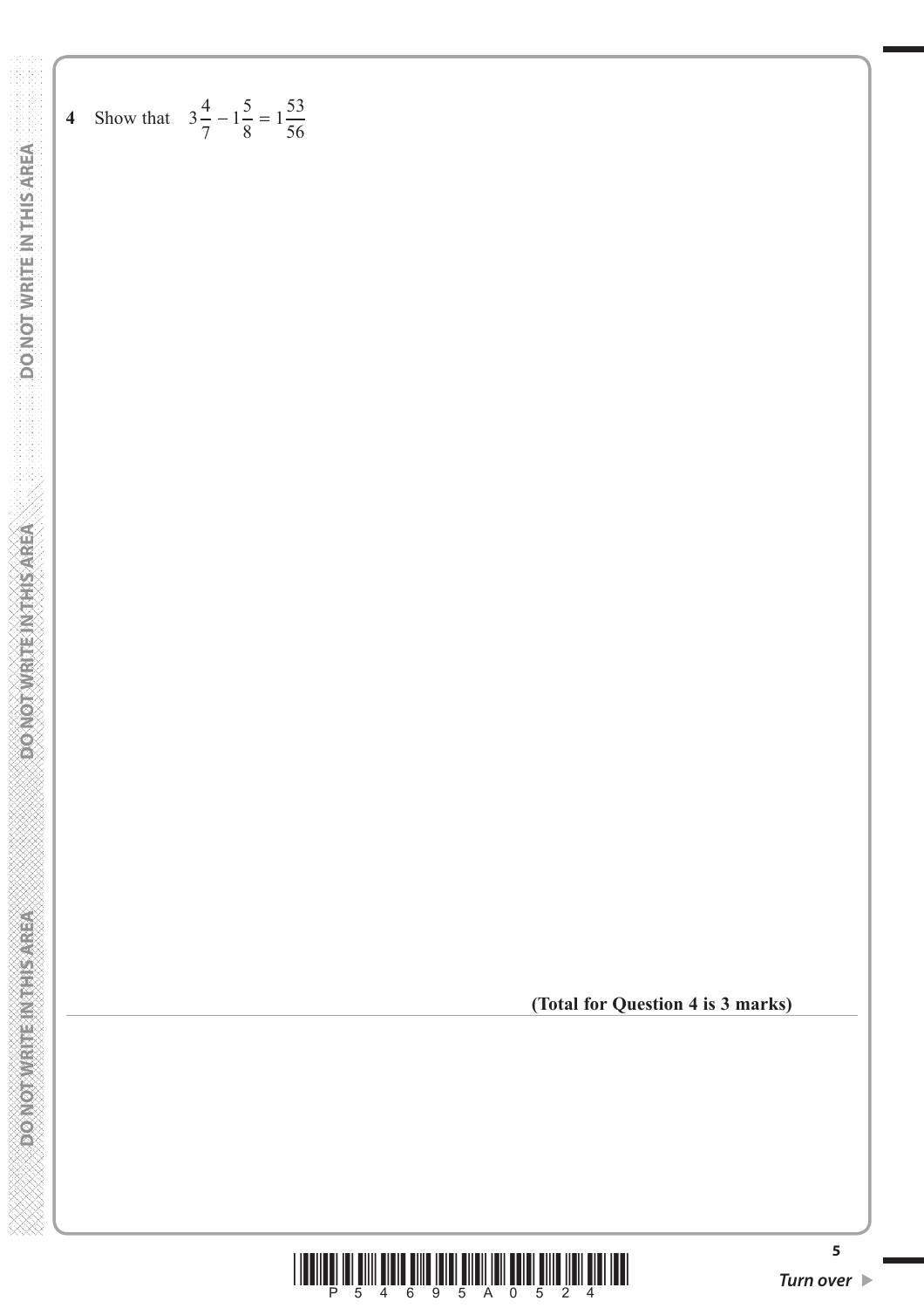**4** Show that $3\frac{4}{7} - 1\frac{5}{8} = 1\frac{53}{56}$

**(Total for Question 4 is 3 marks)**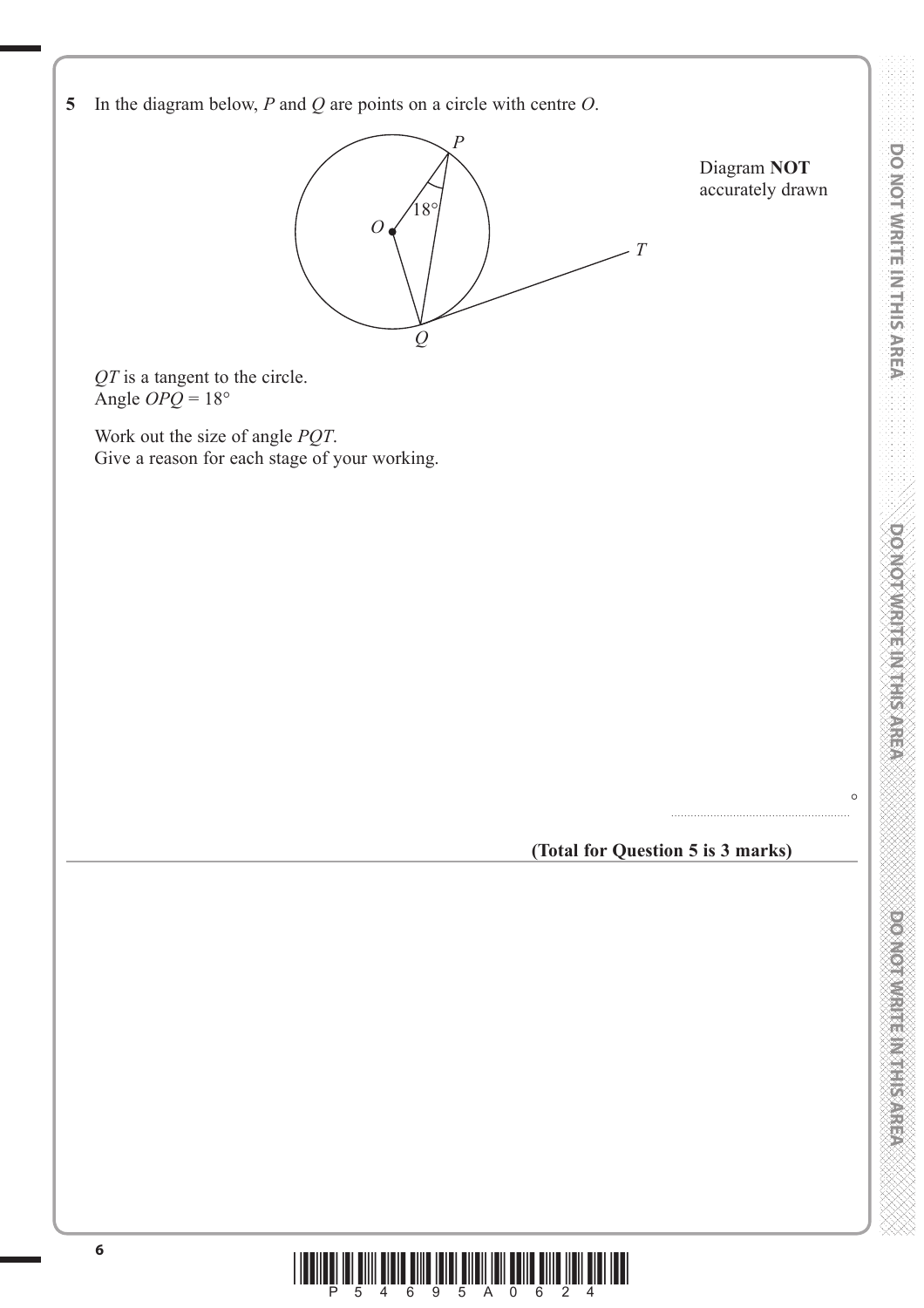**5** In the diagram below, $P$ and $Q$ are points on a circle with centre $O$.

Diagram **NOT** accurately drawn

$QT$ is a tangent to the circle.
Angle $OPQ = 18°$

Work out the size of angle $PQT$.
Give a reason for each stage of your working.

..................................................... °

**(Total for Question 5 is 3 marks)**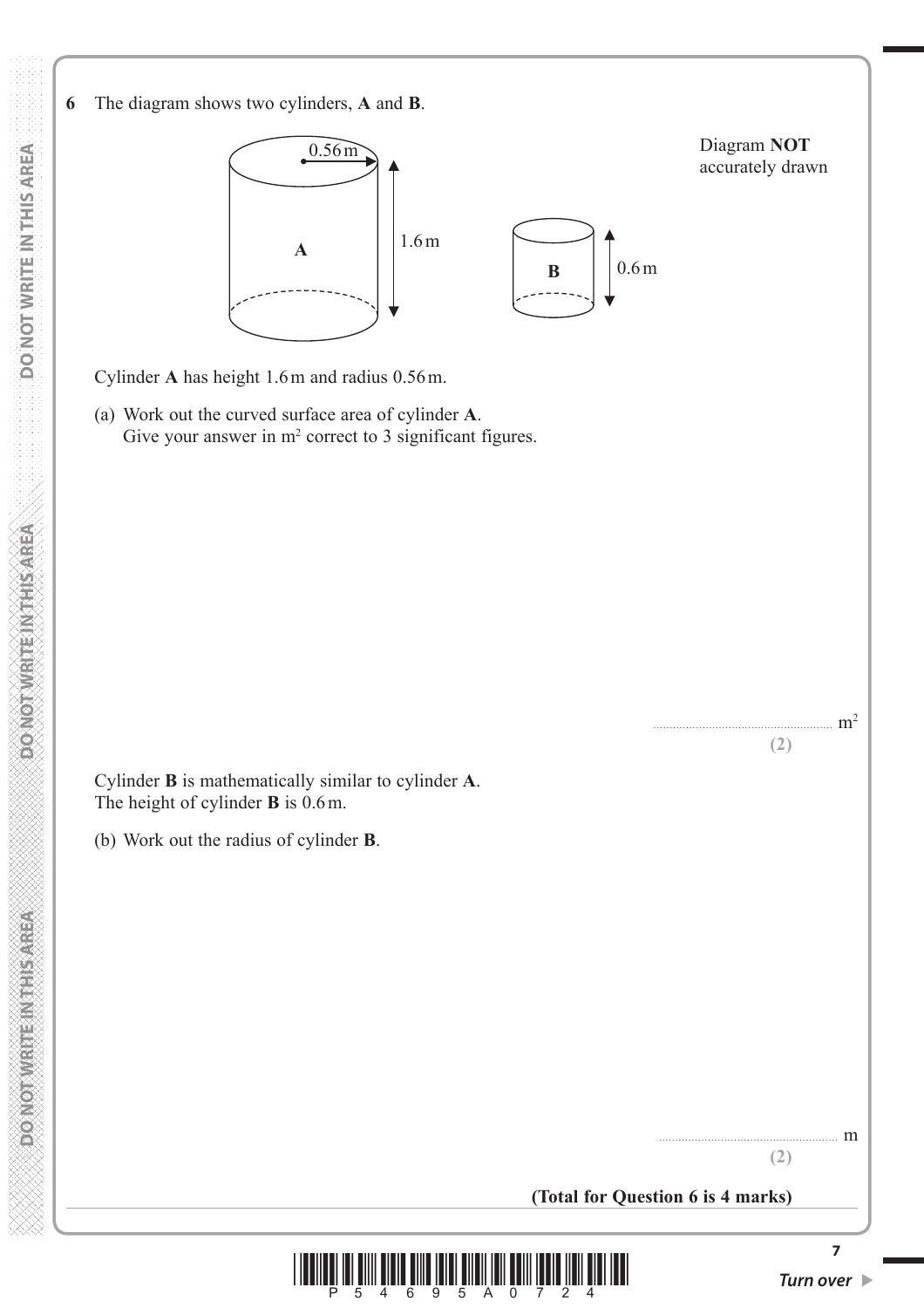**6** The diagram shows two cylinders, **A** and **B**.

Diagram **NOT** accurately drawn

Cylinder **A** has height 1.6 m and radius 0.56 m.

(a) Work out the curved surface area of cylinder **A**.
Give your answer in $m^2$ correct to 3 significant figures.

.......................................................... $m^2$

**(2)**

Cylinder **B** is mathematically similar to cylinder **A**.
The height of cylinder **B** is 0.6 m.

(b) Work out the radius of cylinder **B**.

.......................................................... m

**(2)**

**(Total for Question 6 is 4 marks)**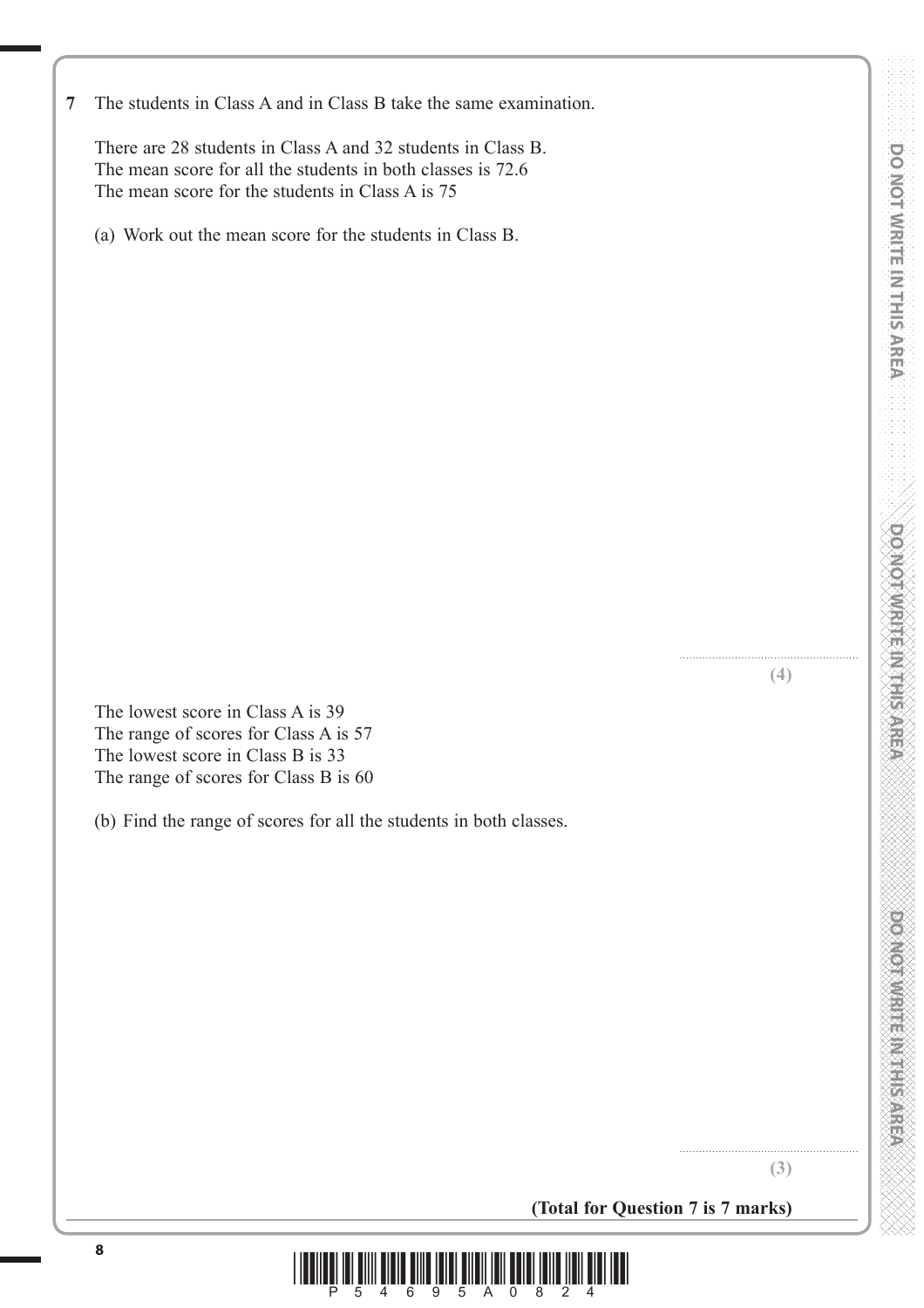**7** The students in Class A and in Class B take the same examination.

There are 28 students in Class A and 32 students in Class B.
The mean score for all the students in both classes is 72.6
The mean score for the students in Class A is 75

(a) Work out the mean score for the students in Class B.

..........................................................

**(4)**

The lowest score in Class A is 39
The range of scores for Class A is 57
The lowest score in Class B is 33
The range of scores for Class B is 60

(b) Find the range of scores for all the students in both classes.

..........................................................

**(3)**

**(Total for Question 7 is 7 marks)**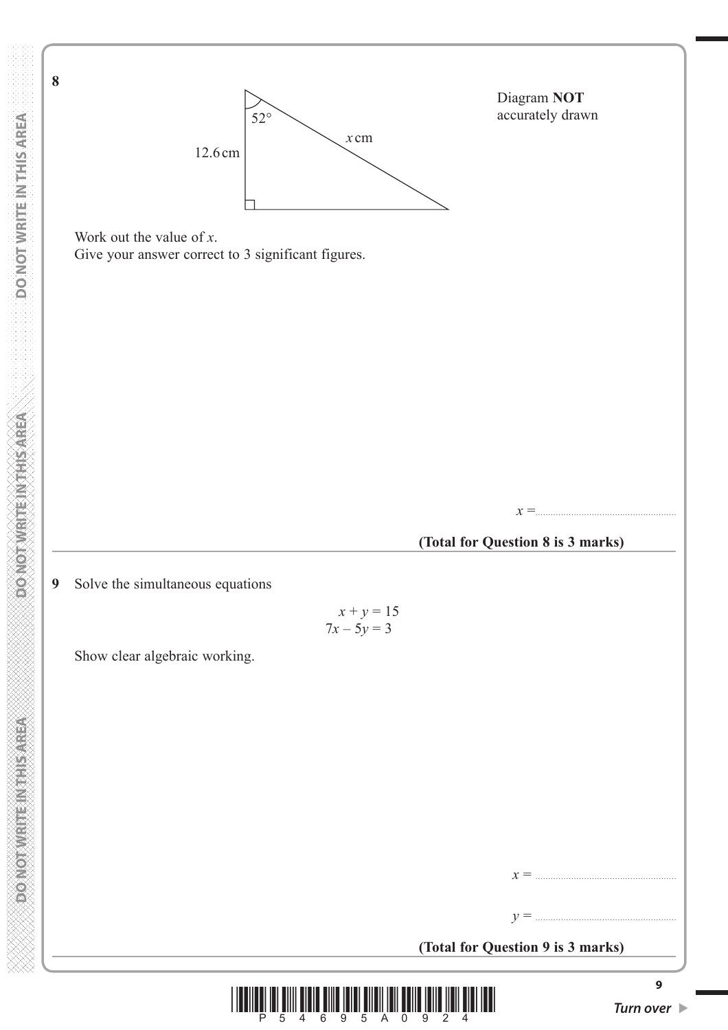**8**

Diagram **NOT** accurately drawn

52°

12.6 cm

$x$ cm

Work out the value of $x$.
Give your answer correct to 3 significant figures.

$x = ..........................................$

**(Total for Question 8 is 3 marks)**

---

**9** Solve the simultaneous equations

$$x + y = 15$$
$$7x - 5y = 3$$

Show clear algebraic working.

$x = ..........................................$

$y = ..........................................$

**(Total for Question 9 is 3 marks)**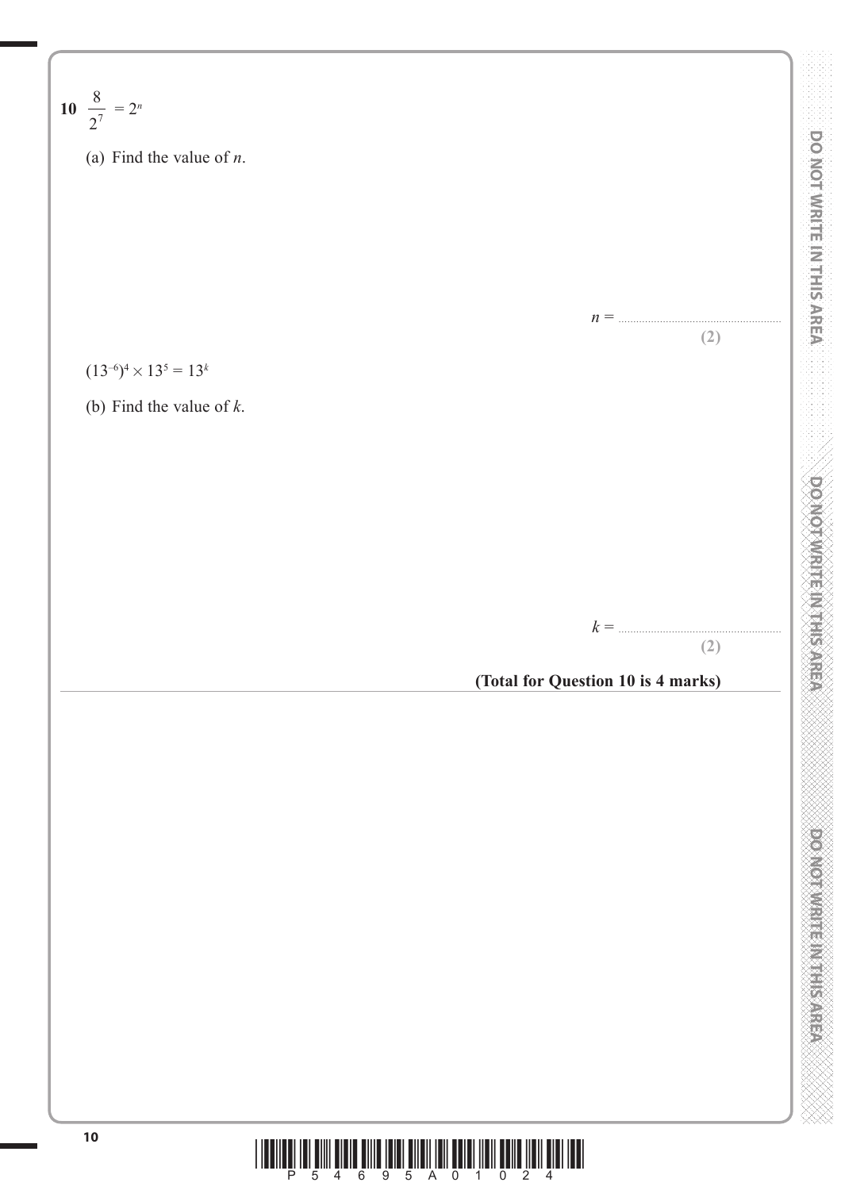**10** $\frac{8}{2^7} = 2^n$

(a) Find the value of $n$.

$n =$ ..................................................

**(2)**

$(13^{-6})^4 \times 13^5 = 13^k$

(b) Find the value of $k$.

$k =$ ..................................................

**(2)**

**(Total for Question 10 is 4 marks)**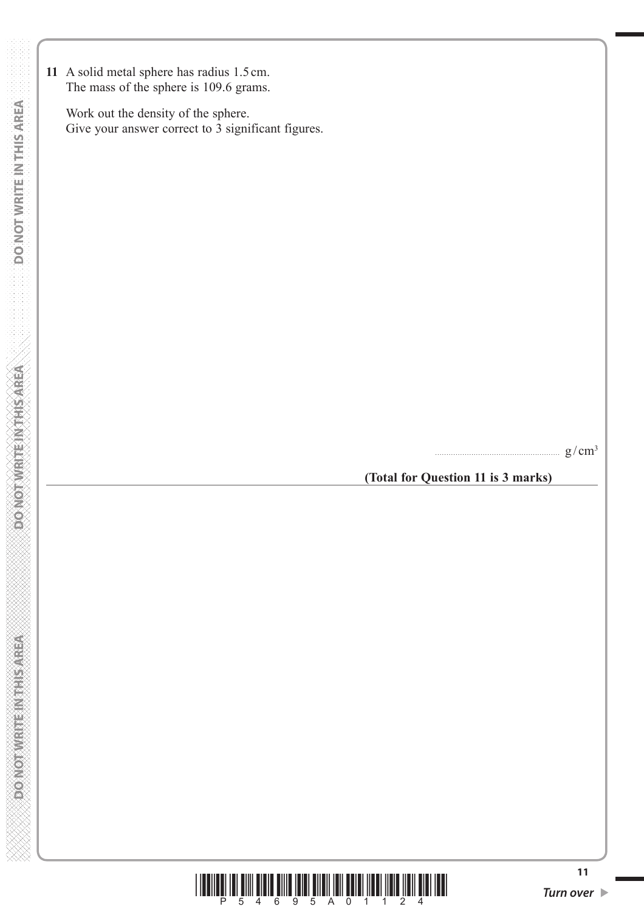**11** A solid metal sphere has radius 1.5 cm.
The mass of the sphere is 109.6 grams.

Work out the density of the sphere.
Give your answer correct to 3 significant figures.

.......................................................... $g/cm^3$

**(Total for Question 11 is 3 marks)**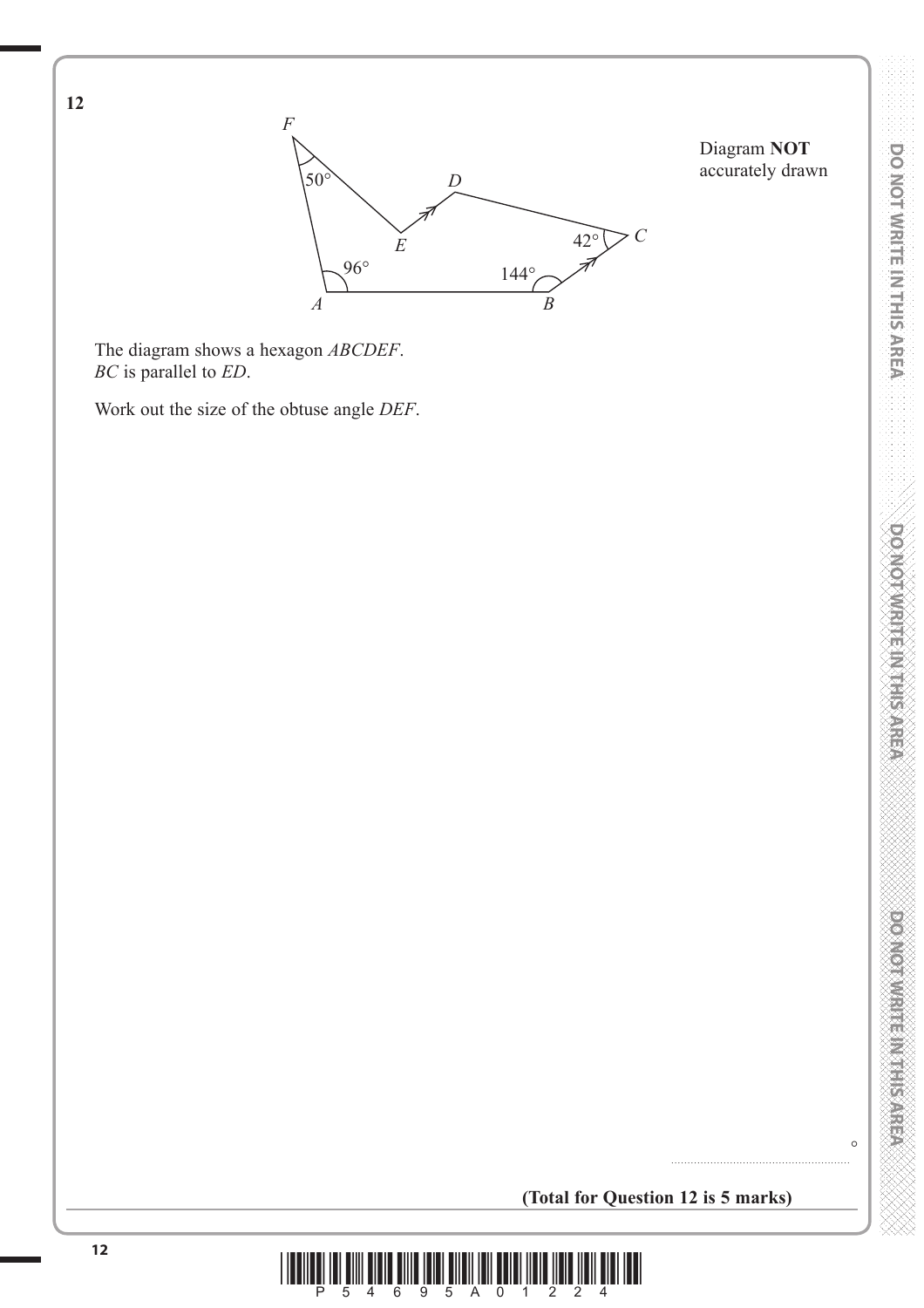**12**

Diagram **NOT** accurately drawn

The diagram shows a hexagon *ABCDEF*.
*BC* is parallel to *ED*.

Work out the size of the obtuse angle *DEF*.

..................................................... °

**(Total for Question 12 is 5 marks)**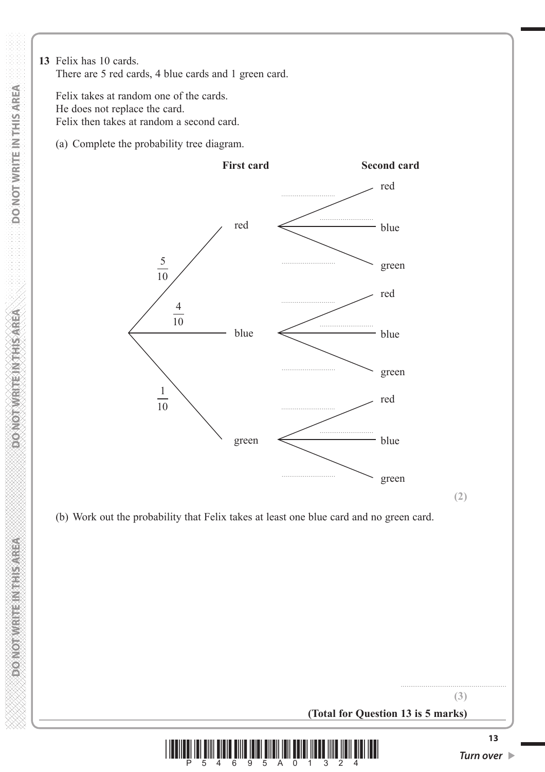**13** Felix has 10 cards.
There are 5 red cards, 4 blue cards and 1 green card.

Felix takes at random one of the cards.
He does not replace the card.
Felix then takes at random a second card.

(a) Complete the probability tree diagram.

**First card** — **Second card**

- red ($\frac{5}{10}$)
  - ............ red
  - ............ blue
  - ............ green
- blue ($\frac{4}{10}$)
  - ............ red
  - ............ blue
  - ............ green
- green ($\frac{1}{10}$)
  - ............ red
  - ............ blue
  - ............ green

**(2)**

(b) Work out the probability that Felix takes at least one blue card and no green card.

..............................................

**(3)**

**(Total for Question 13 is 5 marks)**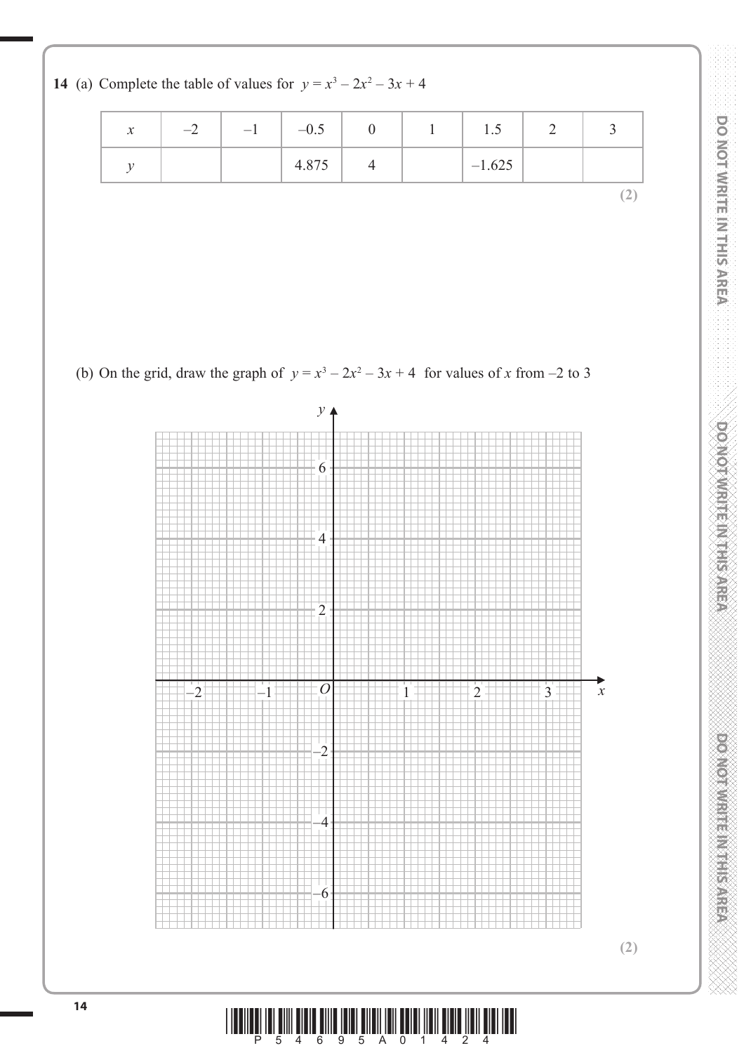**14** (a) Complete the table of values for $y = x^3 - 2x^2 - 3x + 4$

| $x$ | $-2$ | $-1$ | $-0.5$ | $0$ | $1$ | $1.5$ | $2$ | $3$ |
|---|---|---|---|---|---|---|---|---|
| $y$ | | | $4.875$ | $4$ | | $-1.625$ | | |

**(2)**

(b) On the grid, draw the graph of $y = x^3 - 2x^2 - 3x + 4$ for values of $x$ from $-2$ to $3$

**(2)**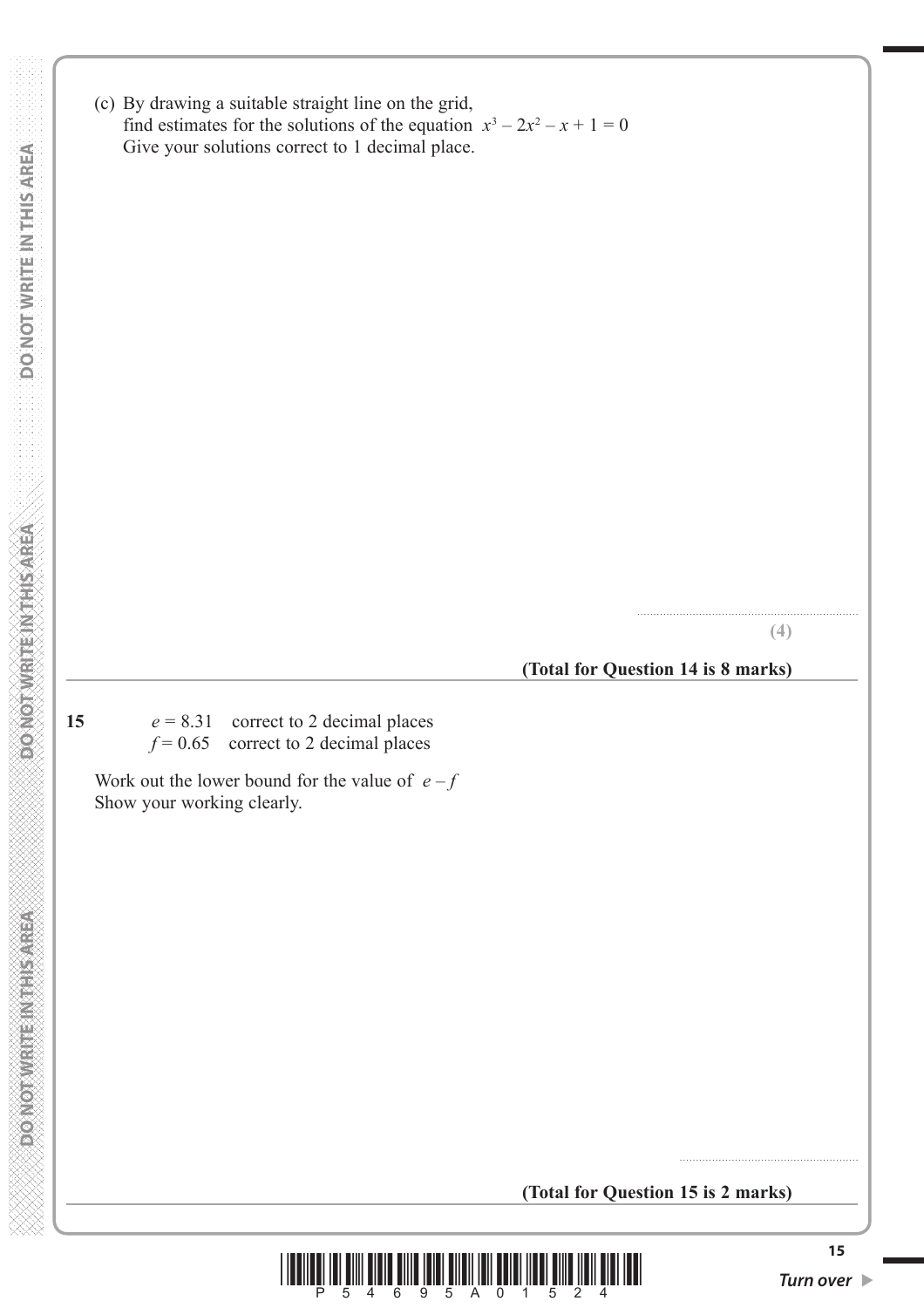(c) By drawing a suitable straight line on the grid,
find estimates for the solutions of the equation $x^3 - 2x^2 - x + 1 = 0$
Give your solutions correct to 1 decimal place.

..............................................................

**(4)**

**(Total for Question 14 is 8 marks)**

---

**15** $e = 8.31$ correct to 2 decimal places
$f = 0.65$ correct to 2 decimal places

Work out the lower bound for the value of $e - f$
Show your working clearly.

..............................................................

**(Total for Question 15 is 2 marks)**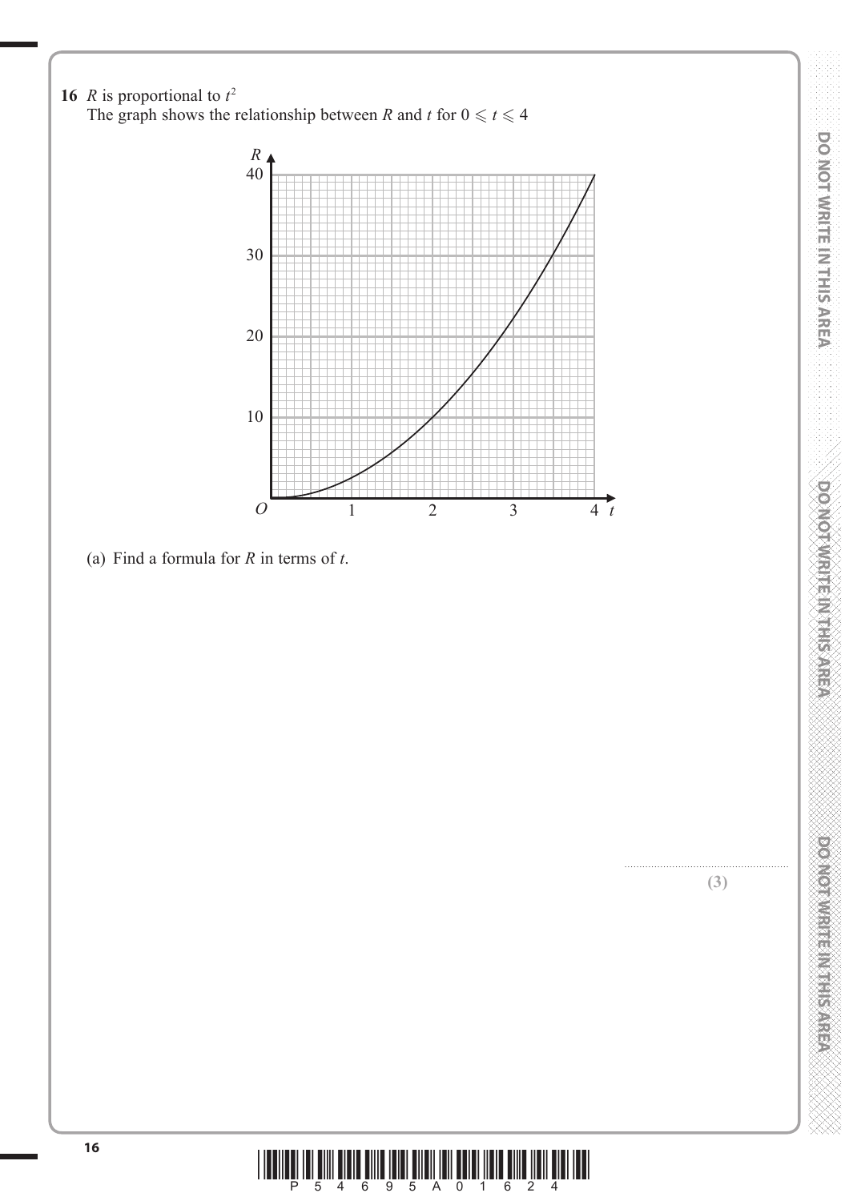**16** $R$ is proportional to $t^2$

The graph shows the relationship between $R$ and $t$ for $0 \leqslant t \leqslant 4$

(a) Find a formula for $R$ in terms of $t$.

.......................................................

**(3)**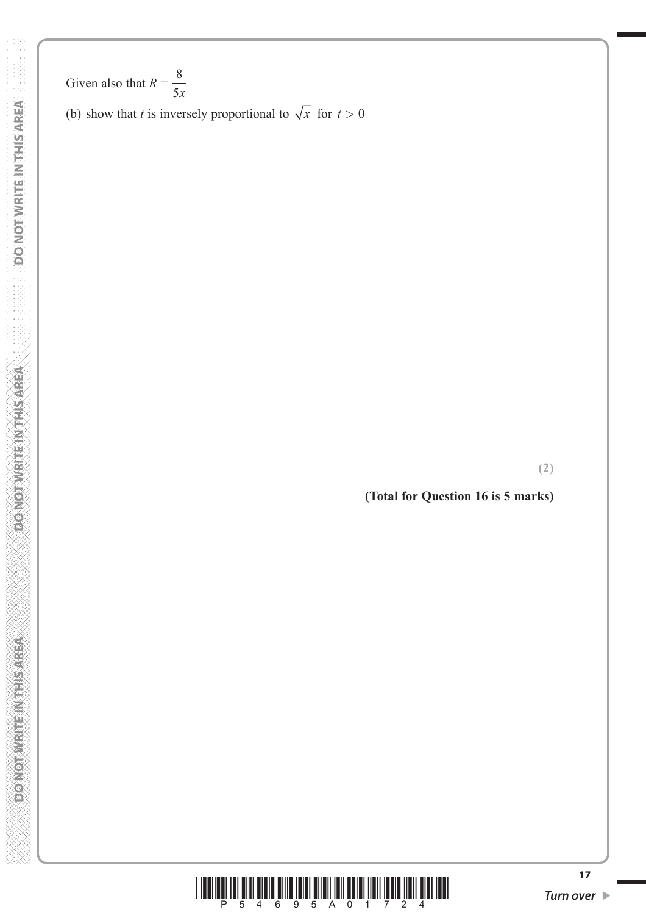Given also that $R = \dfrac{8}{5x}$

(b) show that $t$ is inversely proportional to $\sqrt{x}$ for $t > 0$

**(2)**

**(Total for Question 16 is 5 marks)**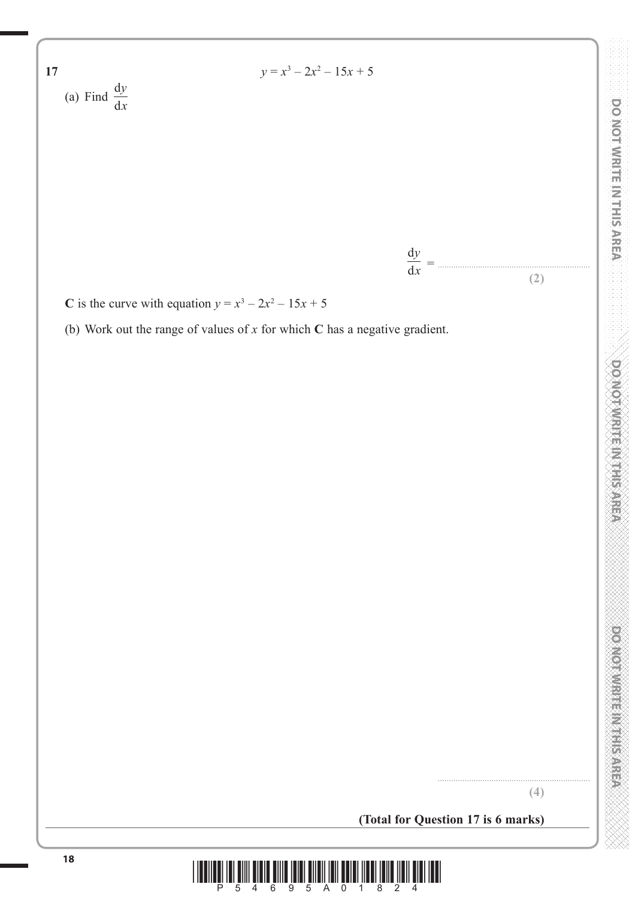**17** $y = x^3 - 2x^2 - 15x + 5$

(a) Find $\frac{dy}{dx}$

$\frac{dy}{dx} = $ ..............................................................

**(2)**

**C** is the curve with equation $y = x^3 - 2x^2 - 15x + 5$

(b) Work out the range of values of $x$ for which **C** has a negative gradient.

..............................................................

**(4)**

**(Total for Question 17 is 6 marks)**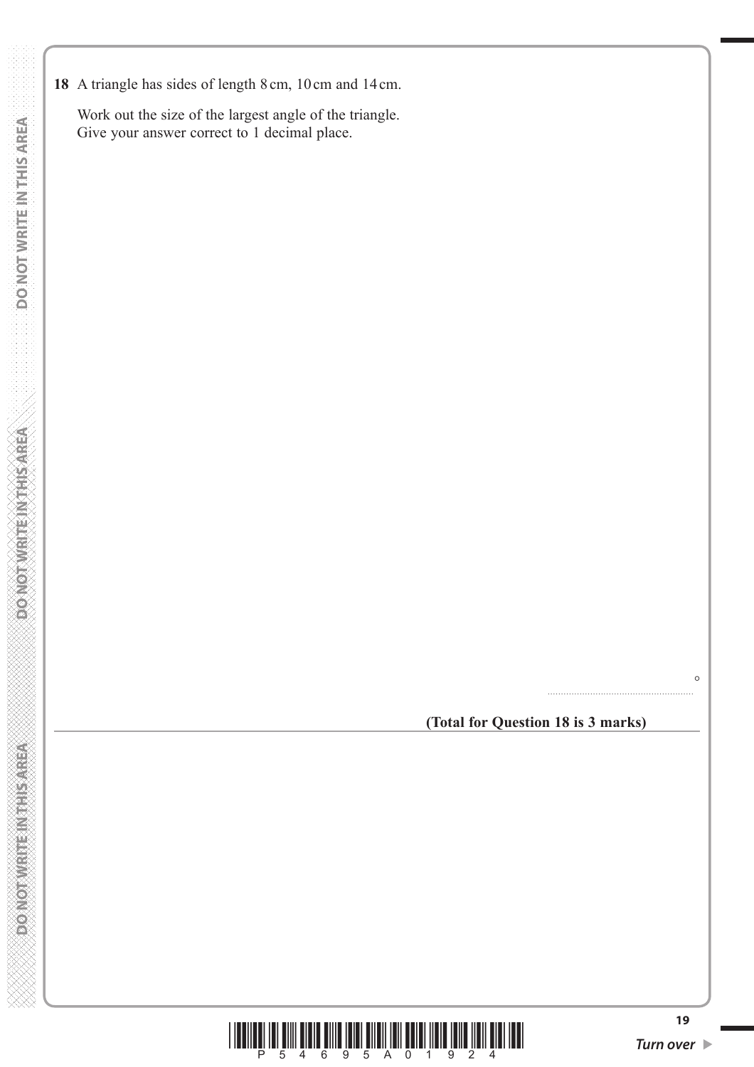**18** A triangle has sides of length 8 cm, 10 cm and 14 cm.

Work out the size of the largest angle of the triangle.
Give your answer correct to 1 decimal place.

..................................................... °

**(Total for Question 18 is 3 marks)**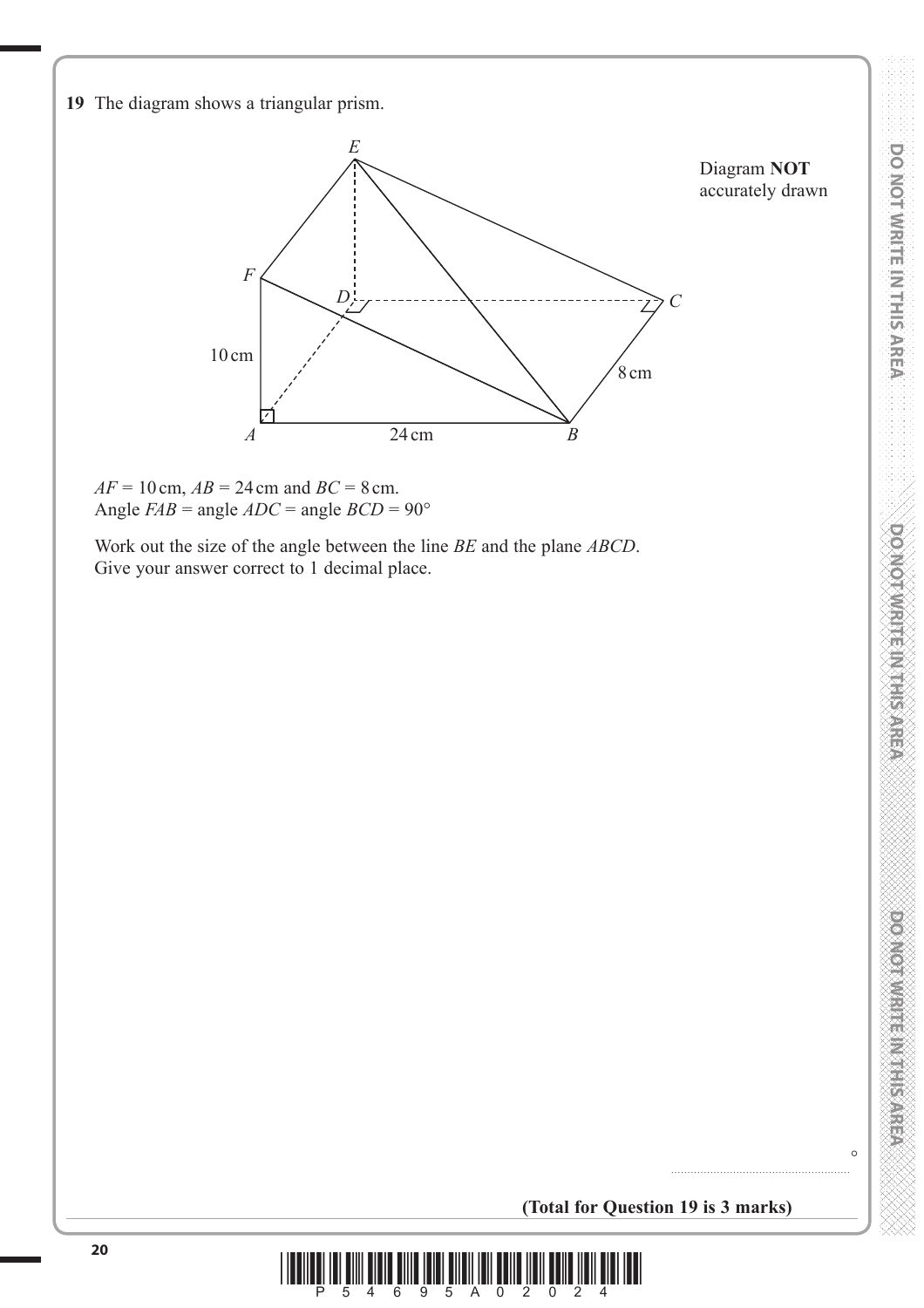**19** The diagram shows a triangular prism.

Diagram **NOT** accurately drawn

$AF = 10$ cm, $AB = 24$ cm and $BC = 8$ cm.
Angle $FAB$ = angle $ADC$ = angle $BCD = 90°$

Work out the size of the angle between the line $BE$ and the plane $ABCD$.
Give your answer correct to 1 decimal place.

.......................................................°

**(Total for Question 19 is 3 marks)**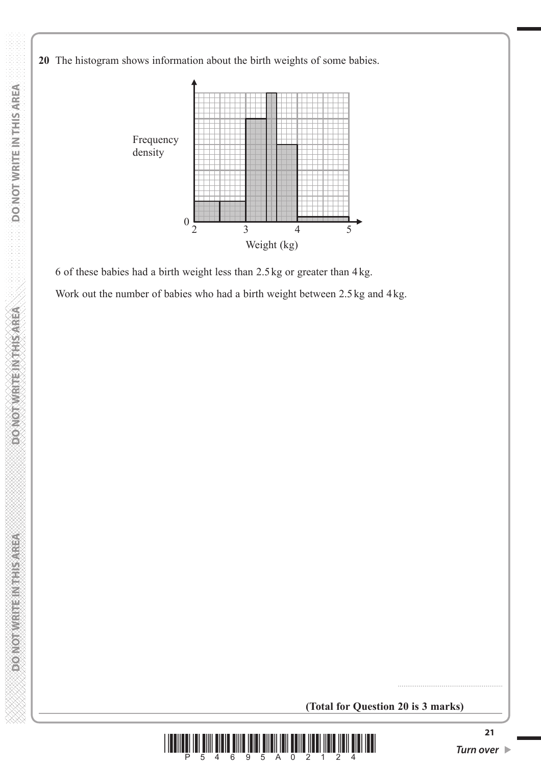**20** The histogram shows information about the birth weights of some babies.

6 of these babies had a birth weight less than 2.5 kg or greater than 4 kg.

Work out the number of babies who had a birth weight between 2.5 kg and 4 kg.

..............................................................

**(Total for Question 20 is 3 marks)**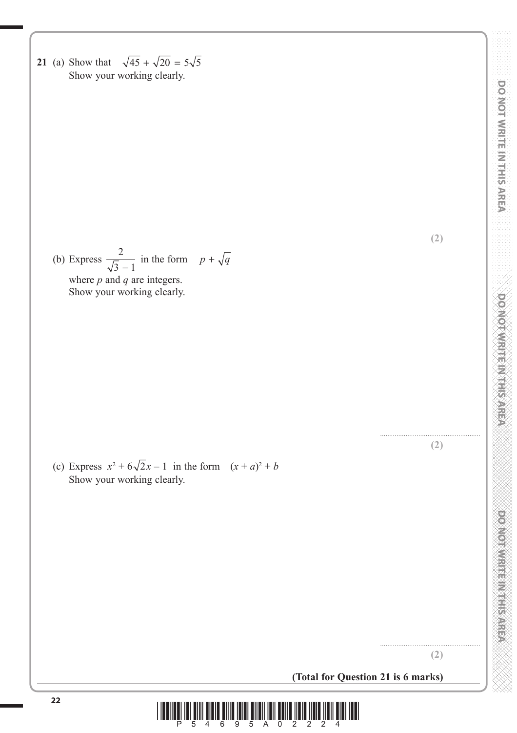**21** (a) Show that $\sqrt{45} + \sqrt{20} = 5\sqrt{5}$
Show your working clearly.

**(2)**

(b) Express $\dfrac{2}{\sqrt{3} - 1}$ in the form $p + \sqrt{q}$
where $p$ and $q$ are integers.
Show your working clearly.

..............................................

**(2)**

(c) Express $x^2 + 6\sqrt{2}x - 1$ in the form $(x + a)^2 + b$
Show your working clearly.

..............................................

**(2)**

**(Total for Question 21 is 6 marks)**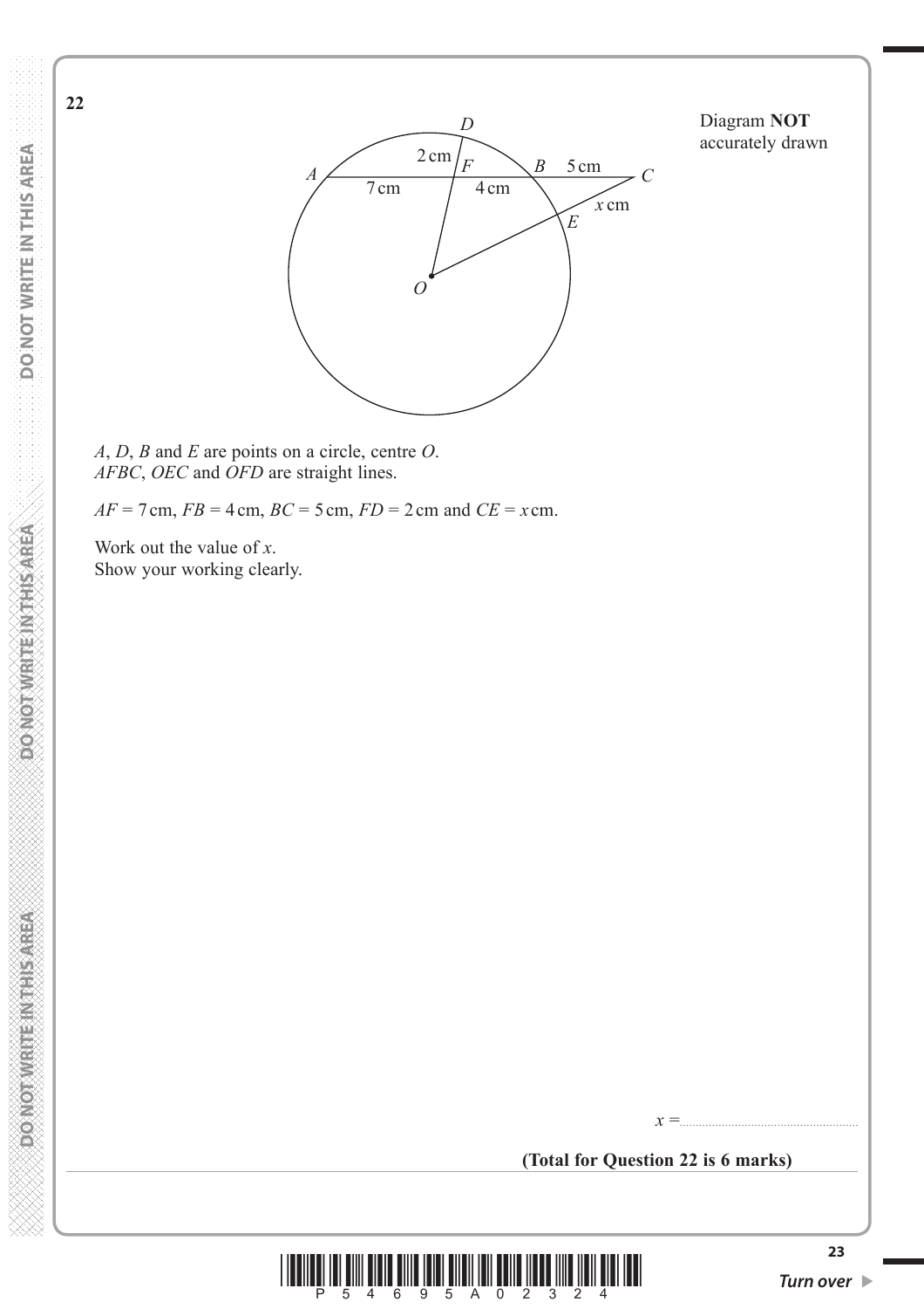**22**

Diagram **NOT** accurately drawn

$A$, $D$, $B$ and $E$ are points on a circle, centre $O$.
$AFBC$, $OEC$ and $OFD$ are straight lines.

$AF = 7$ cm, $FB = 4$ cm, $BC = 5$ cm, $FD = 2$ cm and $CE = x$ cm.

Work out the value of $x$.
Show your working clearly.

$x =$ ..........................................

**(Total for Question 22 is 6 marks)**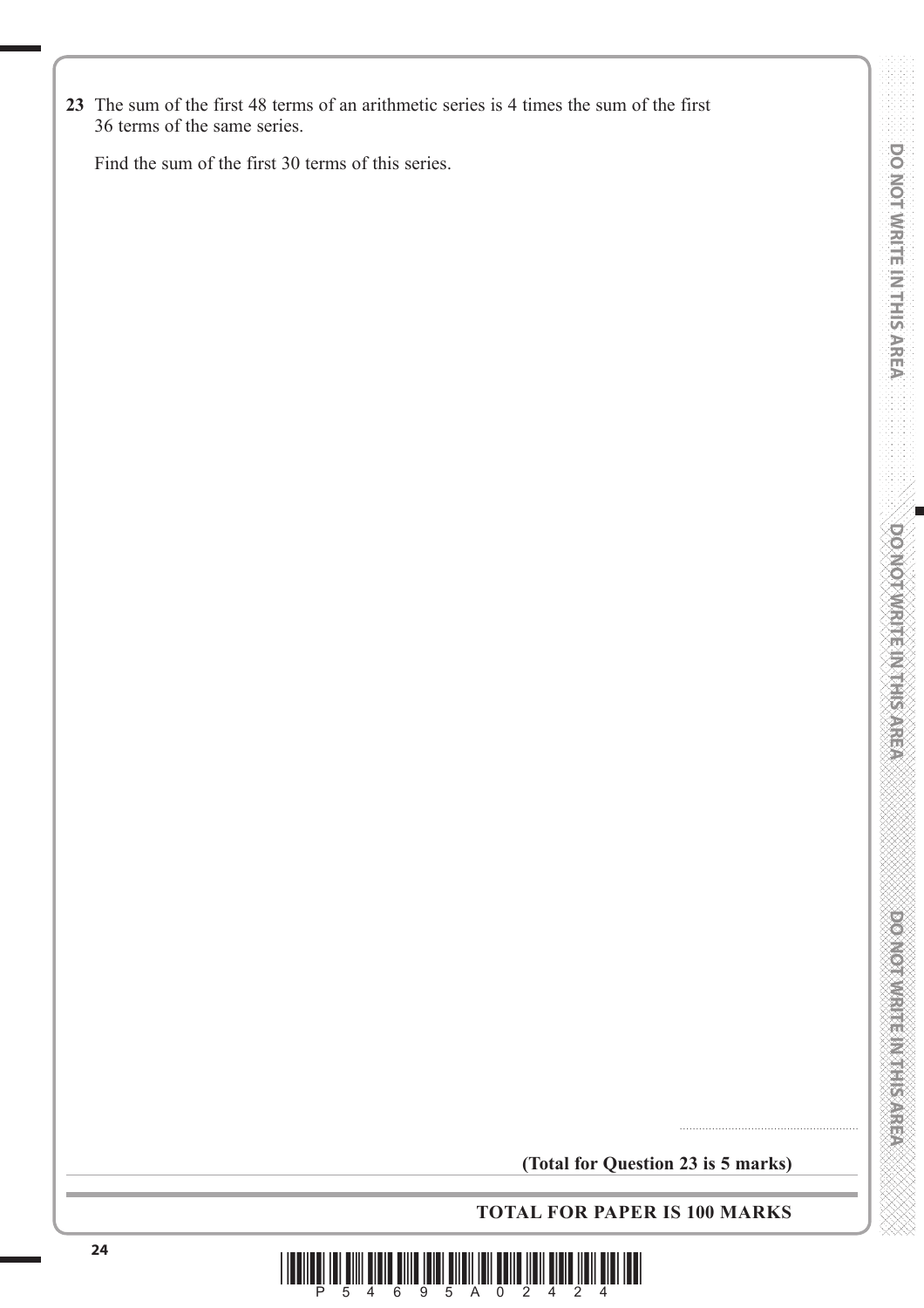**23** The sum of the first 48 terms of an arithmetic series is 4 times the sum of the first 36 terms of the same series.

Find the sum of the first 30 terms of this series.

.......................................................

**(Total for Question 23 is 5 marks)**

**TOTAL FOR PAPER IS 100 MARKS**